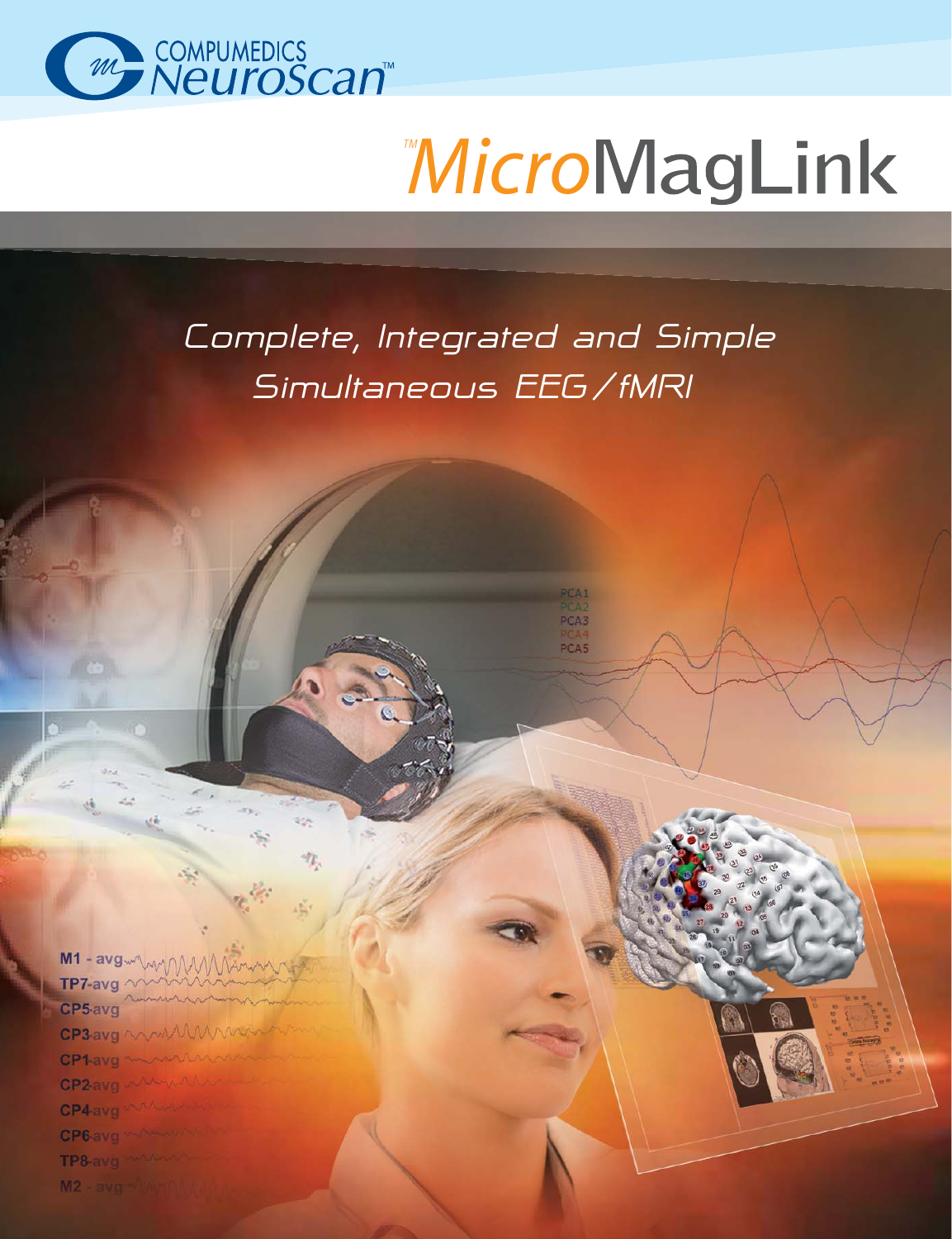# COMPUMEDICS NeuroScan™

# ™MicroMagLink

## Complete, Integrated and Simple Simultaneous EEG/fMRI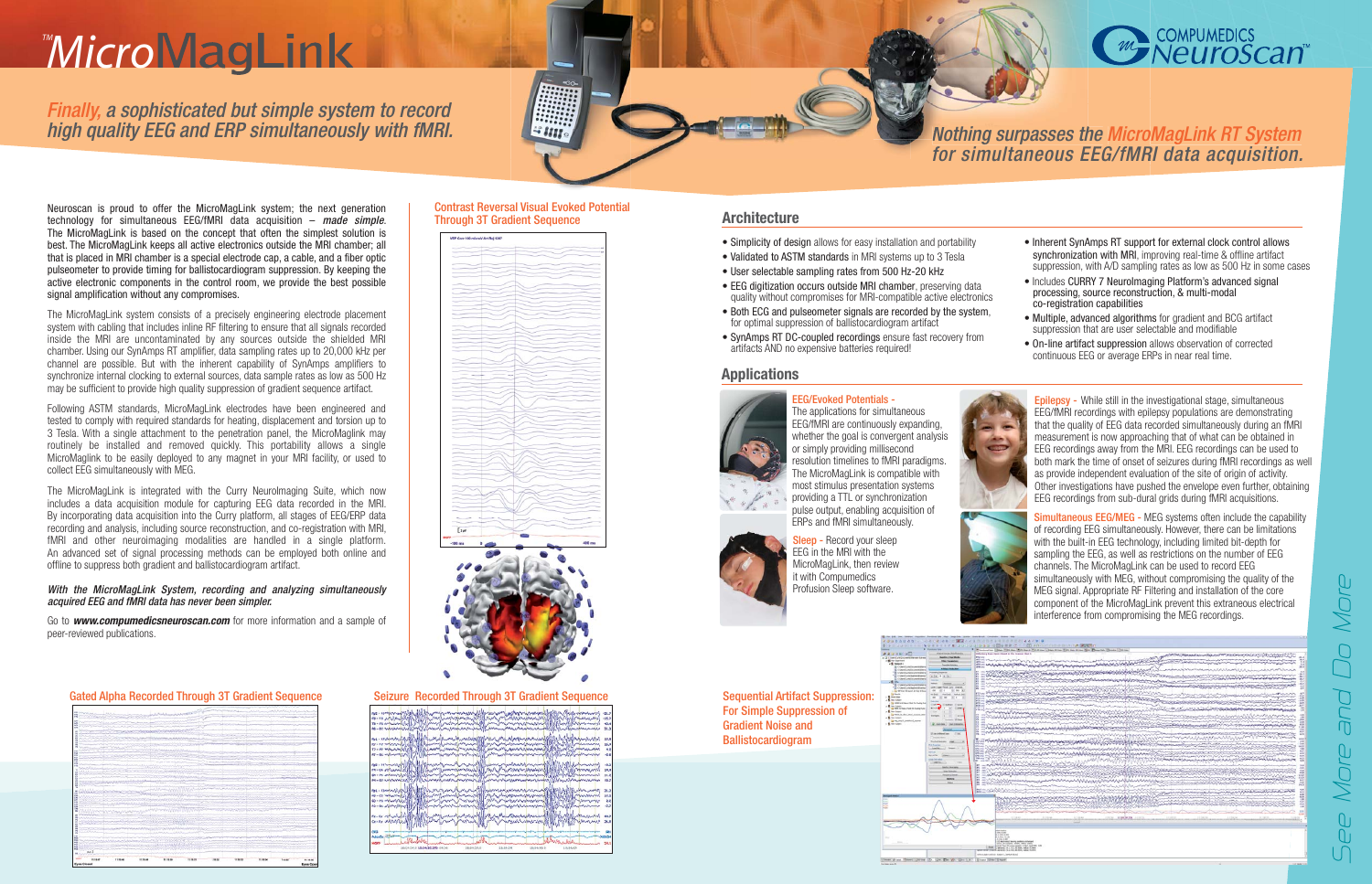# ™MicroMagLink

*Finally, a sophisticated but simple system to record high quality EEG and ERP simultaneously with fMRI.*

COMPUMEDICS Neuroscan™

*Nothing surpasses the MicroMagLink RT System for simultaneous EEG/fMRI data acquisition.*

Neuroscan is proud to offer the MicroMagLink system; the next generation technology for simultaneous EEG/fMRI data acquisition – *made simple*. The MicroMagLink is based on the concept that often the simplest solution is best. The MicroMagLink keeps all active electronics outside the MRI chamber; all that is placed in MRI chamber is a special electrode cap, a cable, and a fiber optic pulseometer to provide timing for ballistocardiogram suppression. By keeping the active electronic components in the control room, we provide the best possible signal amplification without any compromises.

The MicroMagLink system consists of a precisely engineering electrode placement system with cabling that includes inline RF filtering to ensure that all signals recorded inside the MRI are uncontaminated by any sources outside the shielded MRI chamber. Using our SynAmps RT amplifier, data sampling rates up to 20,000 kHz per channel are possible. But with the inherent capability of SynAmps amplifiers to synchronize internal clocking to external sources, data sample rates as low as 500 Hz may be sufficient to provide high quality suppression of gradient sequence artifact.

Following ASTM standards, MicroMagLink electrodes have been engineered and tested to comply with required standards for heating, displacement and torsion up to 3 Tesla. With a single attachment to the penetration panel, the MicroMaglink may routinely be installed and removed quickly. This portability allows a single MicroMaglink to be easily deployed to any magnet in your MRI facility, or used to collect EEG simultaneously with MEG.

The MicroMagLink is integrated with the Curry NeuroImaging Suite, which now includes a data acquisition module for capturing EEG data recorded in the MRI. By incorporating data acquisition into the Curry platform, all stages of EEG/ERP data recording and analysis, including source reconstruction, and co-registration with MRI, fMRI and other neuroimaging modalities are handled in a single platform. An advanced set of signal processing methods can be employed both online and offline to suppress both gradient and ballistocardiogram artifact.

***With the MicroMagLink System, recording and analyzing simultaneously acquired EEG and fMRI data has never been simpler.***

Go to ***www.compumedicsneuroscan.com*** for more information and a sample of peer-reviewed publications.

Contrast Reversal Visual Evoked Potential Through 3T Gradient Sequence

Gated Alpha Recorded Through 3T Gradient Sequence

Seizure Recorded Through 3T Gradient Sequence

## Architecture

- Simplicity of design allows for easy installation and portability
- Validated to ASTM standards in MRI systems up to 3 Tesla
- User selectable sampling rates from 500 Hz-20 kHz
- EEG digitization occurs outside MRI chamber, preserving data quality without compromises for MRI-compatible active electronics
- Both ECG and pulseometer signals are recorded by the system, for optimal suppression of ballistocardiogram artifact
- SynAmps RT DC-coupled recordings ensure fast recovery from artifacts AND no expensive batteries required!
- Inherent SynAmps RT support for external clock control allows synchronization with MRI, improving real-time & offline artifact suppression, with A/D sampling rates as low as 500 Hz in some cases
- Includes CURRY 7 NeuroImaging Platform's advanced signal processing, source reconstruction, & multi-modal co-registration capabilities
- Multiple, advanced algorithms for gradient and BCG artifact suppression that are user selectable and modifiable
- On-line artifact suppression allows observation of corrected continuous EEG or average ERPs in near real time.

## Applications

**EEG/Evoked Potentials** - The applications for simultaneous EEG/fMRI are continuously expanding, whether the goal is convergent analysis or simply providing millisecond resolution timelines to fMRI paradigms. The MicroMagLink is compatible with most stimulus presentation systems providing a TTL or synchronization pulse output, enabling acquisition of ERPs and fMRI simultaneously.

**Sleep** - Record your sleep EEG in the MRI with the MicroMagLink, then review it with Compumedics Profusion Sleep software.

**Epilepsy** - While still in the investigational stage, simultaneous EEG/fMRI recordings with epilepsy populations are demonstrating that the quality of EEG data recorded simultaneously during an fMRI measurement is now approaching that of what can be obtained in EEG recordings away from the MRI. EEG recordings can be used to both mark the time of onset of seizures during fMRI recordings as well as provide independent evaluation of the site of origin of activity. Other investigations have pushed the envelope even further, obtaining EEG recordings from sub-dural grids during fMRI acquisitions.

**Simultaneous EEG/MEG** - MEG systems often include the capability of recording EEG simultaneously. However, there can be limitations with the built-in EEG technology, including limited bit-depth for sampling the EEG, as well as restrictions on the number of EEG channels. The MicroMagLink can be used to record EEG simultaneously with MEG, without compromising the quality of the MEG signal. Appropriate RF Filtering and installation of the core component of the MicroMagLink prevent this extraneous electrical interference from compromising the MEG recordings.

Sequential Artifact Suppression: For Simple Suppression of Gradient Noise and Ballistocardiogram

*See More and Do More*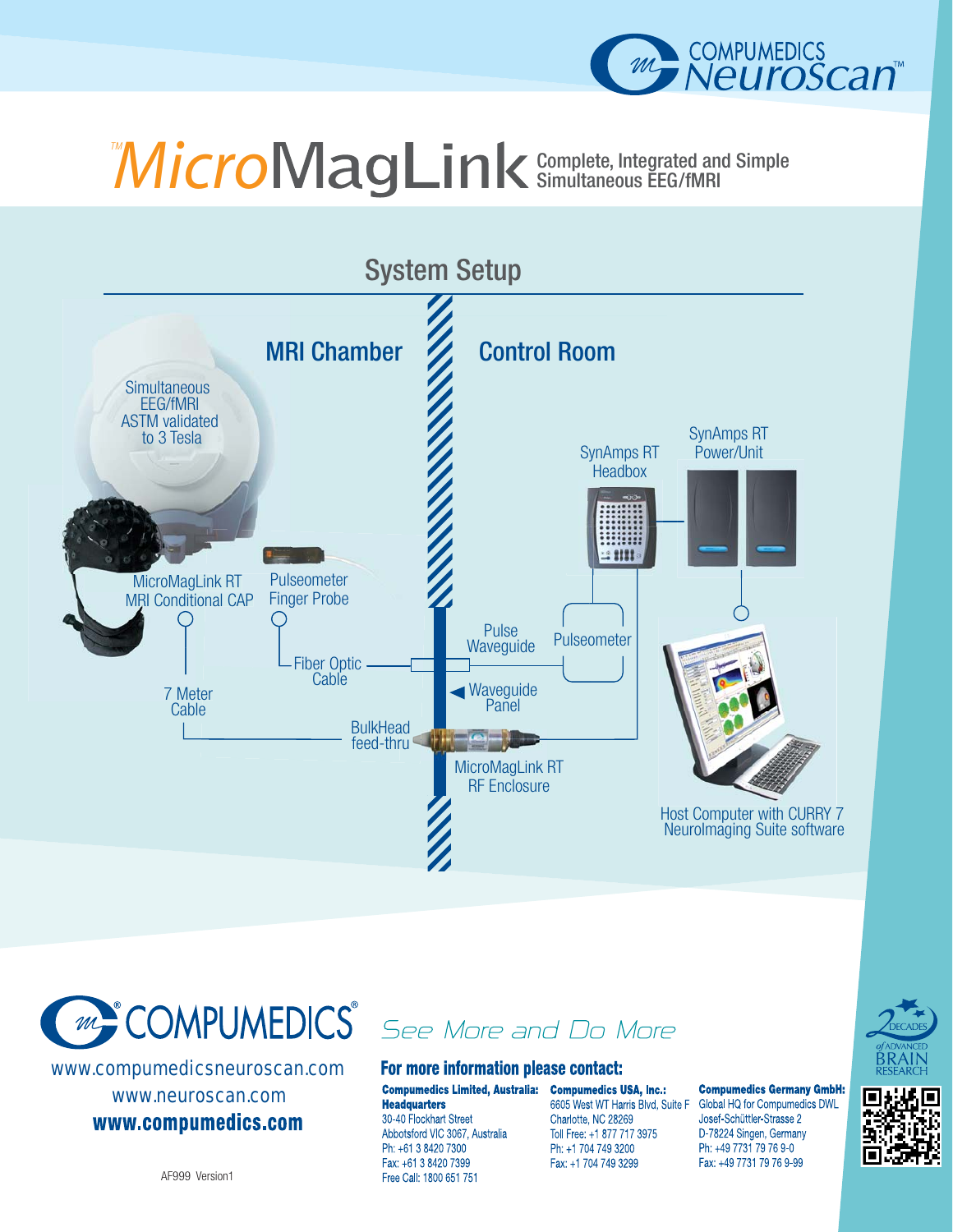COMPUMEDICS Neuroscan™

# ™MicroMagLink

Complete, Integrated and Simple Simultaneous EEG/fMRI

## System Setup

MRI Chamber

Control Room

Simultaneous EEG/fMRI ASTM validated to 3 Tesla

SynAmps RT Headbox

SynAmps RT Power/Unit

MicroMagLink RT MRI Conditional CAP

Pulseometer Finger Probe

Pulse Waveguide

Pulseometer

Fiber Optic Cable

Waveguide Panel

7 Meter Cable

BulkHead feed-thru

MicroMagLink RT RF Enclosure

Host Computer with CURRY 7 NeuroImaging Suite software

COMPUMEDICS®

www.compumedicsneuroscan.com
www.neuroscan.com
**www.compumedics.com**

*See More and Do More*

**For more information please contact:**

**Compumedics Limited, Australia: Headquarters**
30-40 Flockhart Street
Abbotsford VIC 3067, Australia
Ph: +61 3 8420 7300
Fax: +61 3 8420 7399
Free Call: 1800 651 751

**Compumedics USA, Inc.:**
6605 West WT Harris Blvd, Suite F
Charlotte, NC 28269
Toll Free: +1 877 717 3975
Ph: +1 704 749 3200
Fax: +1 704 749 3299

**Compumedics Germany GmbH:**
Global HQ for Compumedics DWL
Josef-Schüttler-Strasse 2
D-78224 Singen, Germany
Ph: +49 7731 79 76 9-0
Fax: +49 7731 79 76 9-99

2 DECADES of ADVANCED BRAIN RESEARCH

AF999 Version1